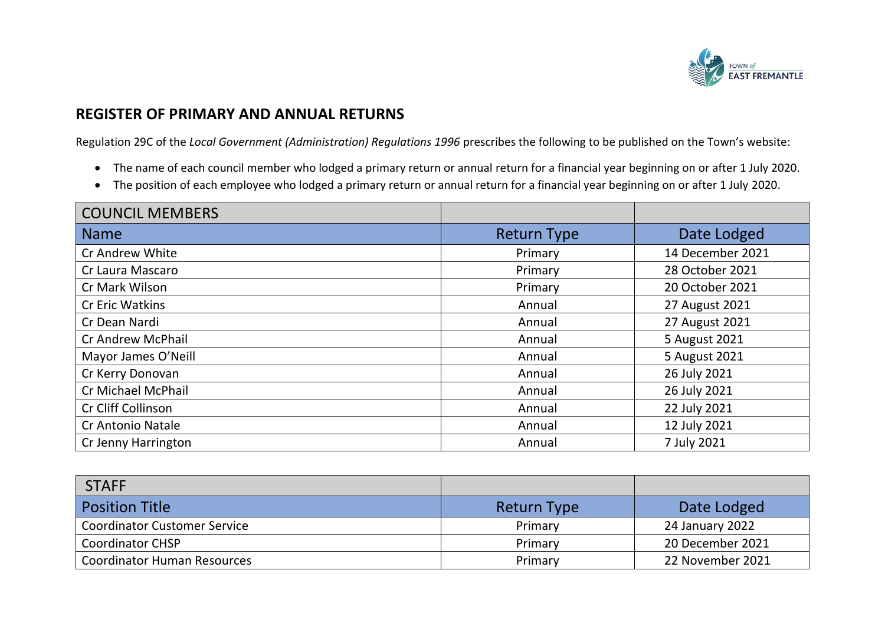## REGISTER OF PRIMARY AND ANNUAL RETURNS

Regulation 29C of the *Local Government (Administration) Regulations 1996* prescribes the following to be published on the Town's website:

- The name of each council member who lodged a primary return or annual return for a financial year beginning on or after 1 July 2020.
- The position of each employee who lodged a primary return or annual return for a financial year beginning on or after 1 July 2020.

| COUNCIL MEMBERS | | |
|---|---|---|
| Name | Return Type | Date Lodged |
| Cr Andrew White | Primary | 14 December 2021 |
| Cr Laura Mascaro | Primary | 28 October 2021 |
| Cr Mark Wilson | Primary | 20 October 2021 |
| Cr Eric Watkins | Annual | 27 August 2021 |
| Cr Dean Nardi | Annual | 27 August 2021 |
| Cr Andrew McPhail | Annual | 5 August 2021 |
| Mayor James O'Neill | Annual | 5 August 2021 |
| Cr Kerry Donovan | Annual | 26 July 2021 |
| Cr Michael McPhail | Annual | 26 July 2021 |
| Cr Cliff Collinson | Annual | 22 July 2021 |
| Cr Antonio Natale | Annual | 12 July 2021 |
| Cr Jenny Harrington | Annual | 7 July 2021 |

| STAFF | | |
|---|---|---|
| Position Title | Return Type | Date Lodged |
| Coordinator Customer Service | Primary | 24 January 2022 |
| Coordinator CHSP | Primary | 20 December 2021 |
| Coordinator Human Resources | Primary | 22 November 2021 |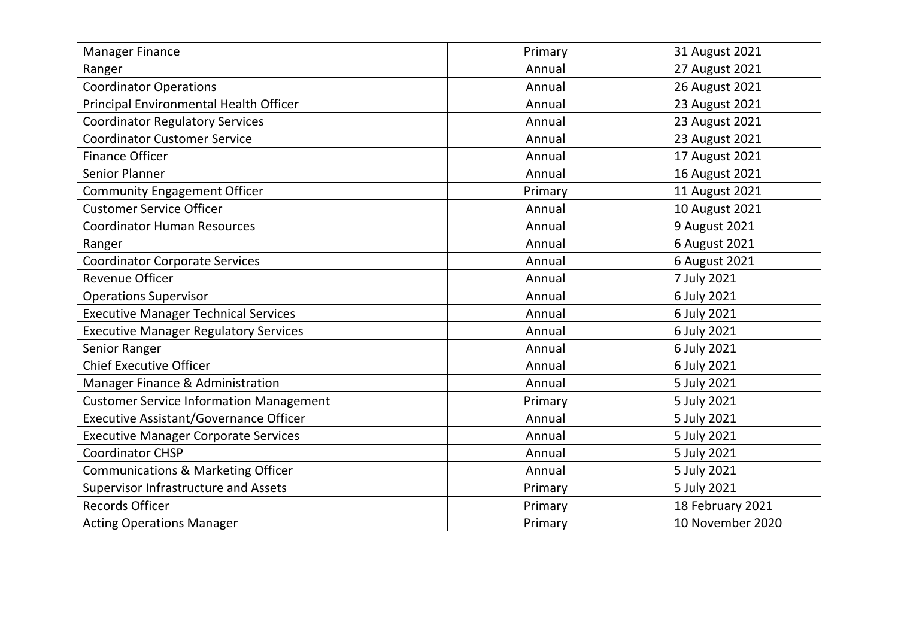| | | |
|---|---|---|
| Manager Finance | Primary | 31 August 2021 |
| Ranger | Annual | 27 August 2021 |
| Coordinator Operations | Annual | 26 August 2021 |
| Principal Environmental Health Officer | Annual | 23 August 2021 |
| Coordinator Regulatory Services | Annual | 23 August 2021 |
| Coordinator Customer Service | Annual | 23 August 2021 |
| Finance Officer | Annual | 17 August 2021 |
| Senior Planner | Annual | 16 August 2021 |
| Community Engagement Officer | Primary | 11 August 2021 |
| Customer Service Officer | Annual | 10 August 2021 |
| Coordinator Human Resources | Annual | 9 August 2021 |
| Ranger | Annual | 6 August 2021 |
| Coordinator Corporate Services | Annual | 6 August 2021 |
| Revenue Officer | Annual | 7 July 2021 |
| Operations Supervisor | Annual | 6 July 2021 |
| Executive Manager Technical Services | Annual | 6 July 2021 |
| Executive Manager Regulatory Services | Annual | 6 July 2021 |
| Senior Ranger | Annual | 6 July 2021 |
| Chief Executive Officer | Annual | 6 July 2021 |
| Manager Finance & Administration | Annual | 5 July 2021 |
| Customer Service Information Management | Primary | 5 July 2021 |
| Executive Assistant/Governance Officer | Annual | 5 July 2021 |
| Executive Manager Corporate Services | Annual | 5 July 2021 |
| Coordinator CHSP | Annual | 5 July 2021 |
| Communications & Marketing Officer | Annual | 5 July 2021 |
| Supervisor Infrastructure and Assets | Primary | 5 July 2021 |
| Records Officer | Primary | 18 February 2021 |
| Acting Operations Manager | Primary | 10 November 2020 |